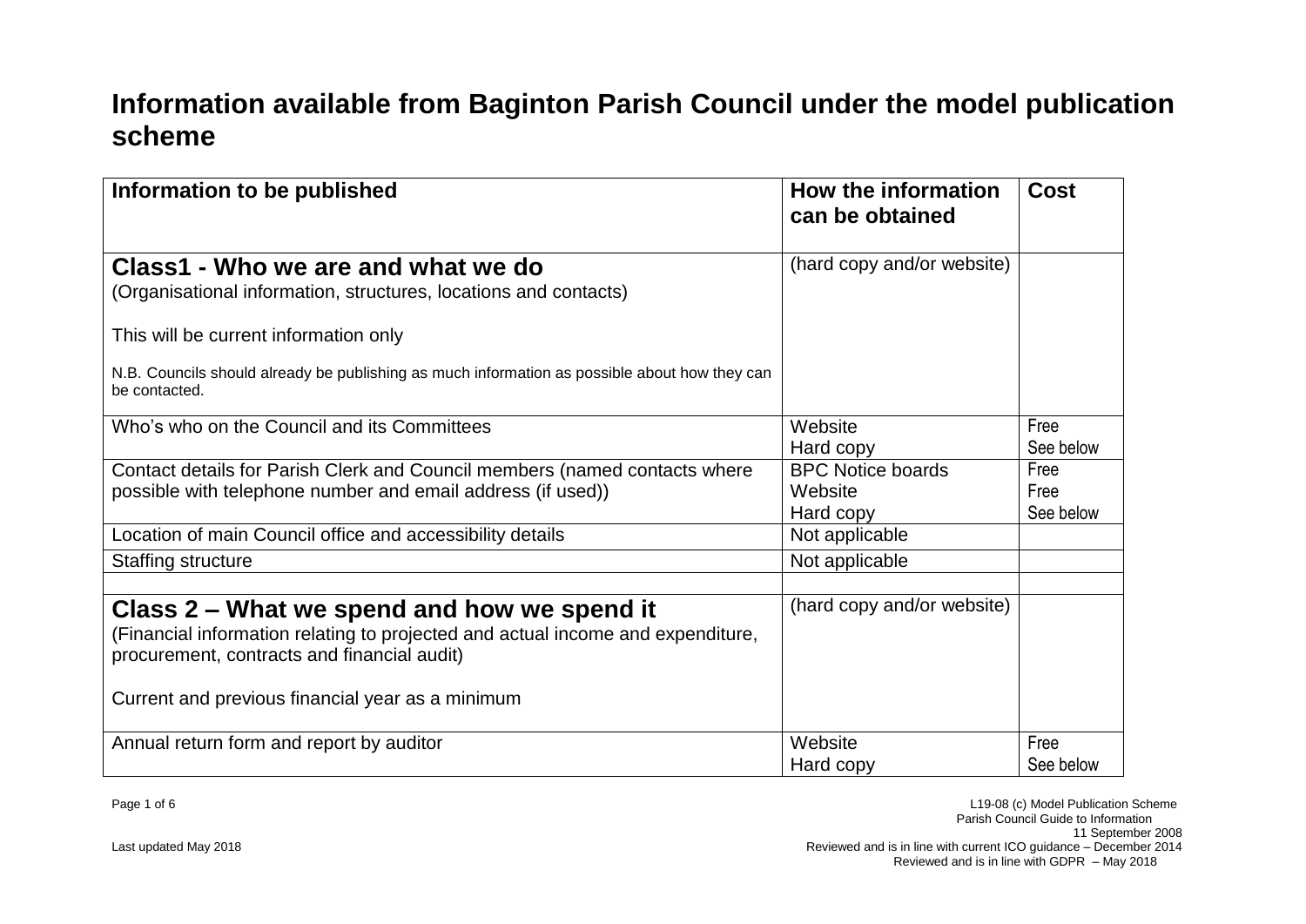# Information available from Baginton Parish Council under the model publication scheme

| Information to be published | How the information can be obtained | Cost |
|---|---|---|
| **Class1 - Who we are and what we do**<br>(Organisational information, structures, locations and contacts)<br><br>This will be current information only<br><br>N.B. Councils should already be publishing as much information as possible about how they can be contacted. | (hard copy and/or website) | |
| Who's who on the Council and its Committees | Website<br>Hard copy | Free<br>See below |
| Contact details for Parish Clerk and Council members (named contacts where possible with telephone number and email address (if used)) | BPC Notice boards<br>Website<br>Hard copy | Free<br>Free<br>See below |
| Location of main Council office and accessibility details | Not applicable | |
| Staffing structure | Not applicable | |
| | | |
| **Class 2 – What we spend and how we spend it**<br>(Financial information relating to projected and actual income and expenditure, procurement, contracts and financial audit)<br><br>Current and previous financial year as a minimum | (hard copy and/or website) | |
| Annual return form and report by auditor | Website<br>Hard copy | Free<br>See below |

Last updated May 2018

L19-08 (c) Model Publication Scheme
Parish Council Guide to Information
11 September 2008
Reviewed and is in line with current ICO guidance – December 2014
Reviewed and is in line with GDPR – May 2018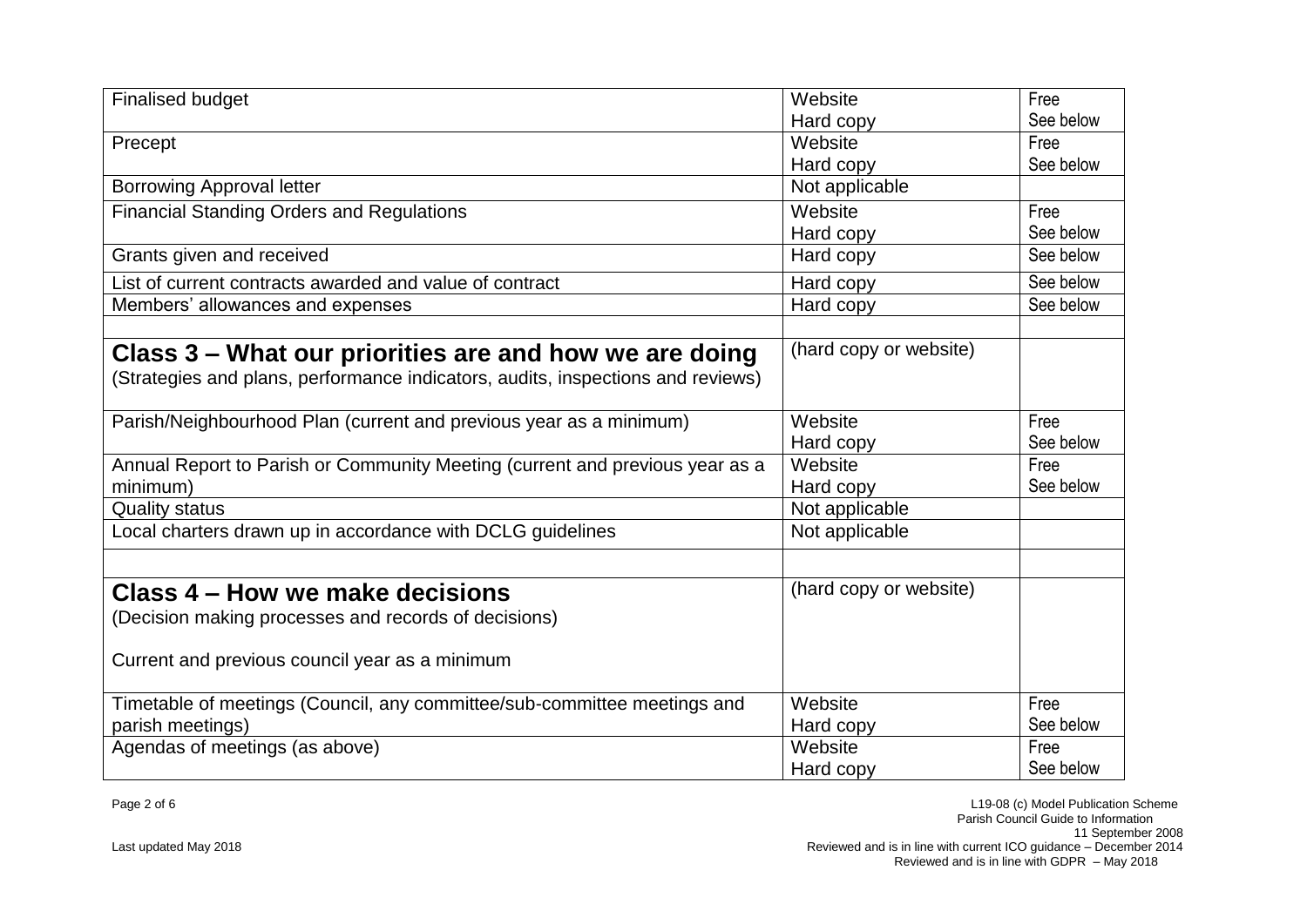| | | |
|---|---|---|
| Finalised budget | Website<br>Hard copy | Free<br>See below |
| Precept | Website<br>Hard copy | Free<br>See below |
| Borrowing Approval letter | Not applicable | |
| Financial Standing Orders and Regulations | Website<br>Hard copy | Free<br>See below |
| Grants given and received | Hard copy | See below |
| List of current contracts awarded and value of contract | Hard copy | See below |
| Members' allowances and expenses | Hard copy | See below |
| | | |
| **Class 3 – What our priorities are and how we are doing**<br>(Strategies and plans, performance indicators, audits, inspections and reviews) | (hard copy or website) | |
| Parish/Neighbourhood Plan (current and previous year as a minimum) | Website<br>Hard copy | Free<br>See below |
| Annual Report to Parish or Community Meeting (current and previous year as a minimum) | Website<br>Hard copy | Free<br>See below |
| Quality status | Not applicable | |
| Local charters drawn up in accordance with DCLG guidelines | Not applicable | |
| | | |
| **Class 4 – How we make decisions**<br>(Decision making processes and records of decisions)<br><br>Current and previous council year as a minimum | (hard copy or website) | |
| Timetable of meetings (Council, any committee/sub-committee meetings and parish meetings) | Website<br>Hard copy | Free<br>See below |
| Agendas of meetings (as above) | Website<br>Hard copy | Free<br>See below |

Last updated May 2018

L19-08 (c) Model Publication Scheme
Parish Council Guide to Information
11 September 2008
Reviewed and is in line with current ICO guidance – December 2014
Reviewed and is in line with GDPR – May 2018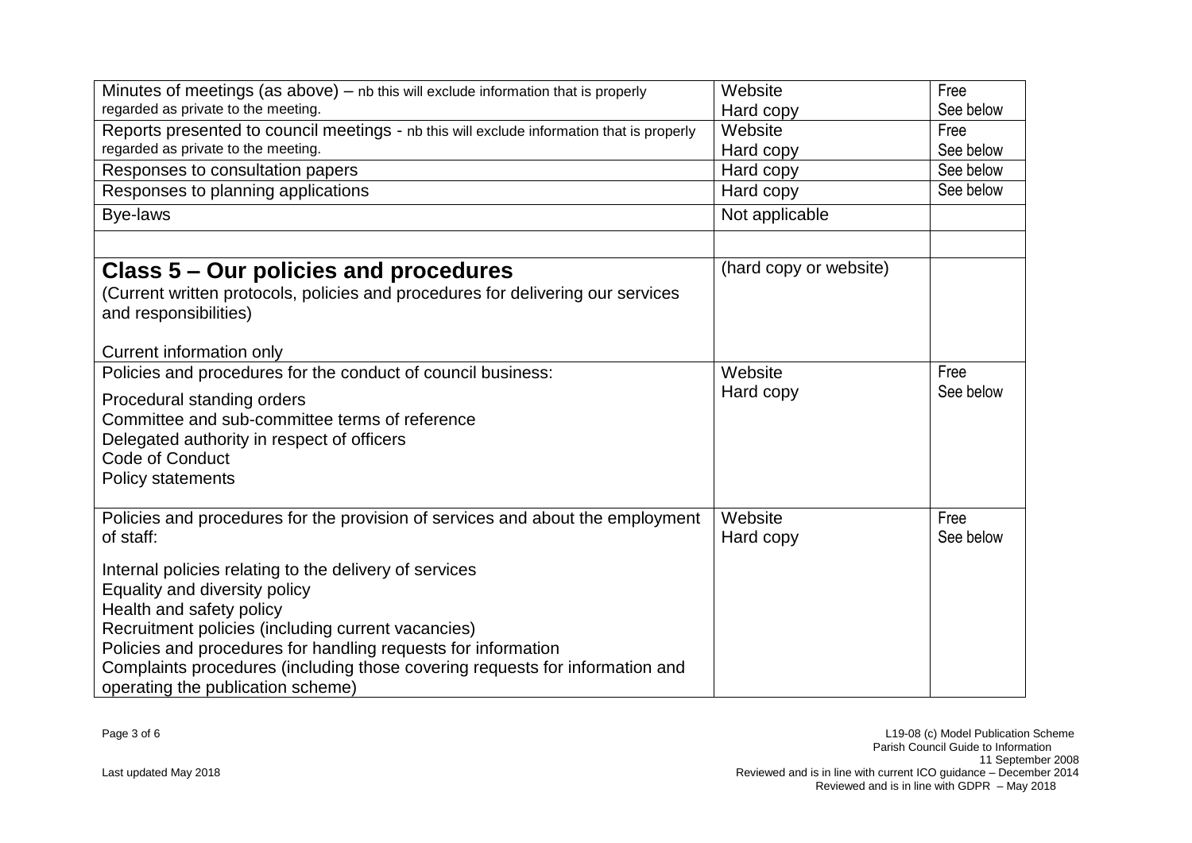| | | |
|---|---|---|
| Minutes of meetings (as above) – nb this will exclude information that is properly regarded as private to the meeting. | Website<br>Hard copy | Free<br>See below |
| Reports presented to council meetings - nb this will exclude information that is properly regarded as private to the meeting. | Website<br>Hard copy | Free<br>See below |
| Responses to consultation papers | Hard copy | See below |
| Responses to planning applications | Hard copy | See below |
| Bye-laws | Not applicable | |
| | | |
| **Class 5 – Our policies and procedures**<br>(Current written protocols, policies and procedures for delivering our services and responsibilities)<br><br>Current information only | (hard copy or website) | |
| Policies and procedures for the conduct of council business:<br><br>Procedural standing orders<br>Committee and sub-committee terms of reference<br>Delegated authority in respect of officers<br>Code of Conduct<br>Policy statements | Website<br>Hard copy | Free<br>See below |
| Policies and procedures for the provision of services and about the employment of staff:<br><br>Internal policies relating to the delivery of services<br>Equality and diversity policy<br>Health and safety policy<br>Recruitment policies (including current vacancies)<br>Policies and procedures for handling requests for information<br>Complaints procedures (including those covering requests for information and operating the publication scheme) | Website<br>Hard copy | Free<br>See below |

Last updated May 2018

L19-08 (c) Model Publication Scheme
Parish Council Guide to Information
11 September 2008
Reviewed and is in line with current ICO guidance – December 2014
Reviewed and is in line with GDPR – May 2018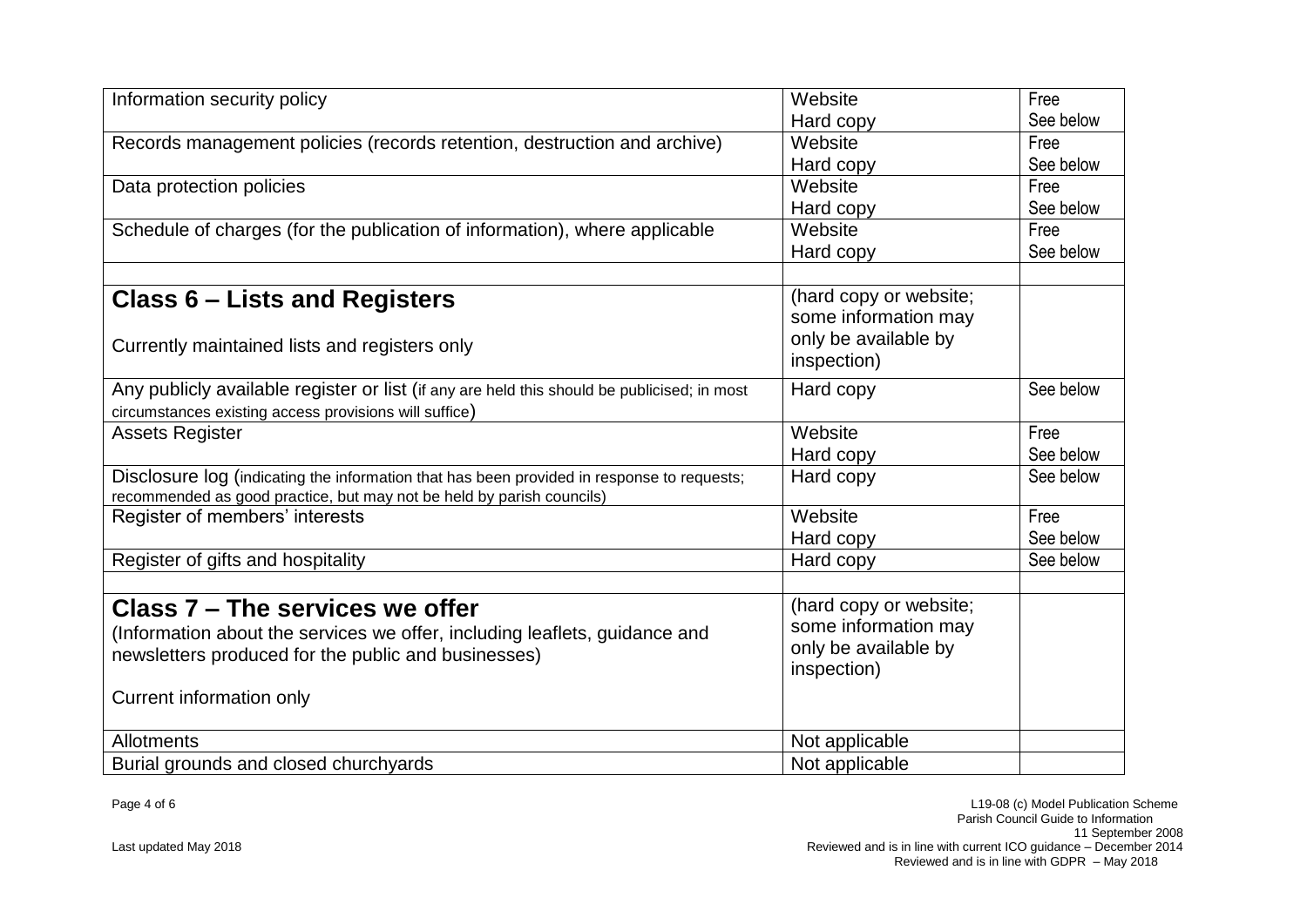| | | |
|---|---|---|
| Information security policy | Website<br>Hard copy | Free<br>See below |
| Records management policies (records retention, destruction and archive) | Website<br>Hard copy | Free<br>See below |
| Data protection policies | Website<br>Hard copy | Free<br>See below |
| Schedule of charges (for the publication of information), where applicable | Website<br>Hard copy | Free<br>See below |
| | | |
| **Class 6 – Lists and Registers**<br><br>Currently maintained lists and registers only | (hard copy or website; some information may only be available by inspection) | |
| Any publicly available register or list (if any are held this should be publicised; in most circumstances existing access provisions will suffice) | Hard copy | See below |
| Assets Register | Website<br>Hard copy | Free<br>See below |
| Disclosure log (indicating the information that has been provided in response to requests; recommended as good practice, but may not be held by parish councils) | Hard copy | See below |
| Register of members' interests | Website<br>Hard copy | Free<br>See below |
| Register of gifts and hospitality | Hard copy | See below |
| | | |
| **Class 7 – The services we offer**<br>(Information about the services we offer, including leaflets, guidance and newsletters produced for the public and businesses)<br><br>Current information only | (hard copy or website; some information may only be available by inspection) | |
| Allotments | Not applicable | |
| Burial grounds and closed churchyards | Not applicable | |

Last updated May 2018

L19-08 (c) Model Publication Scheme
Parish Council Guide to Information
11 September 2008
Reviewed and is in line with current ICO guidance – December 2014
Reviewed and is in line with GDPR – May 2018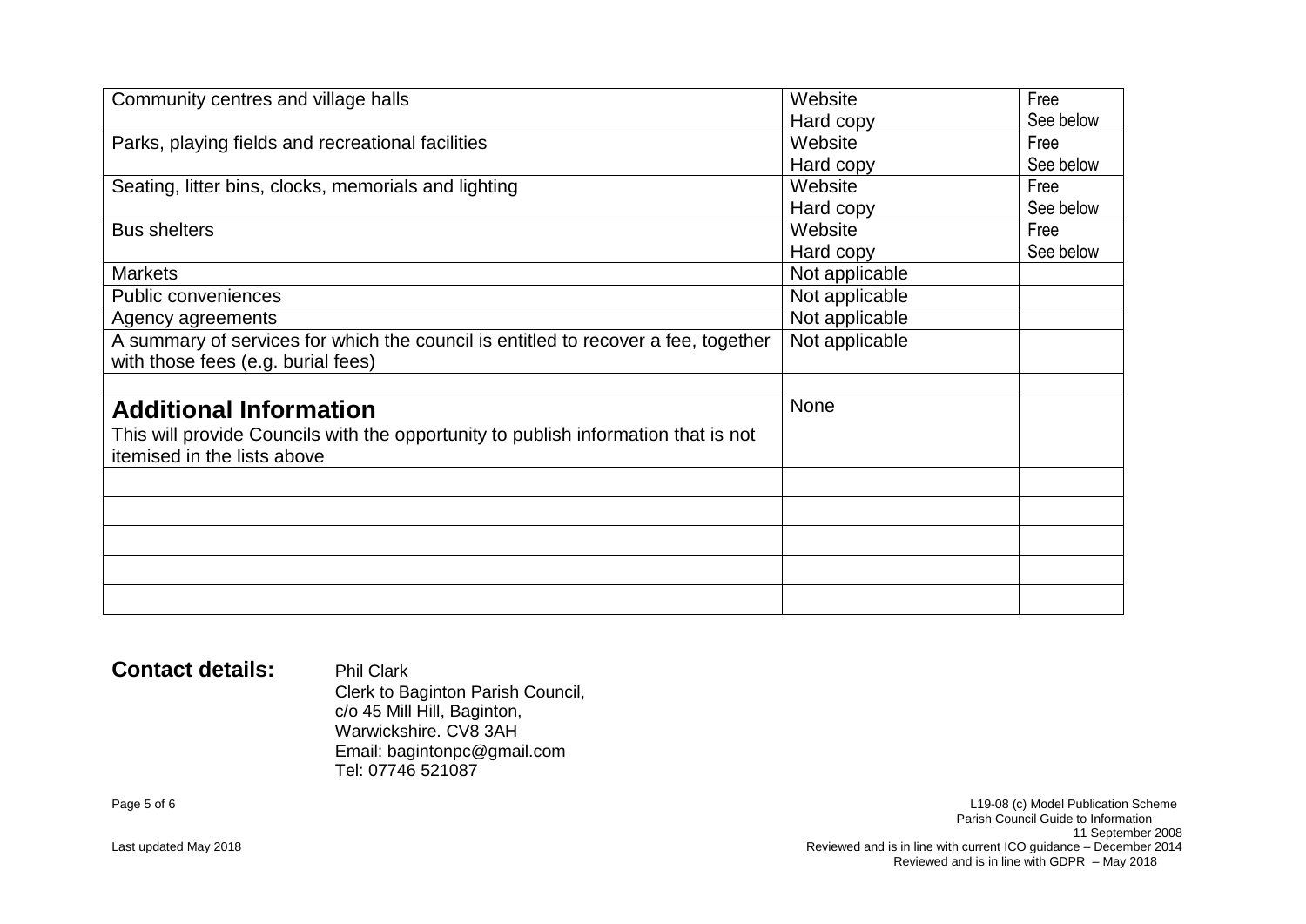| | | |
|---|---|---|
| Community centres and village halls | Website<br>Hard copy | Free<br>See below |
| Parks, playing fields and recreational facilities | Website<br>Hard copy | Free<br>See below |
| Seating, litter bins, clocks, memorials and lighting | Website<br>Hard copy | Free<br>See below |
| Bus shelters | Website<br>Hard copy | Free<br>See below |
| Markets | Not applicable | |
| Public conveniences | Not applicable | |
| Agency agreements | Not applicable | |
| A summary of services for which the council is entitled to recover a fee, together with those fees (e.g. burial fees) | Not applicable | |
| | | |
| **Additional Information**<br>This will provide Councils with the opportunity to publish information that is not itemised in the lists above | None | |
| | | |
| | | |
| | | |
| | | |
| | | |

**Contact details:** Phil Clark
Clerk to Baginton Parish Council,
c/o 45 Mill Hill, Baginton,
Warwickshire. CV8 3AH
Email: bagintonpc@gmail.com
Tel: 07746 521087

Last updated May 2018

L19-08 (c) Model Publication Scheme
Parish Council Guide to Information
11 September 2008
Reviewed and is in line with current ICO guidance – December 2014
Reviewed and is in line with GDPR – May 2018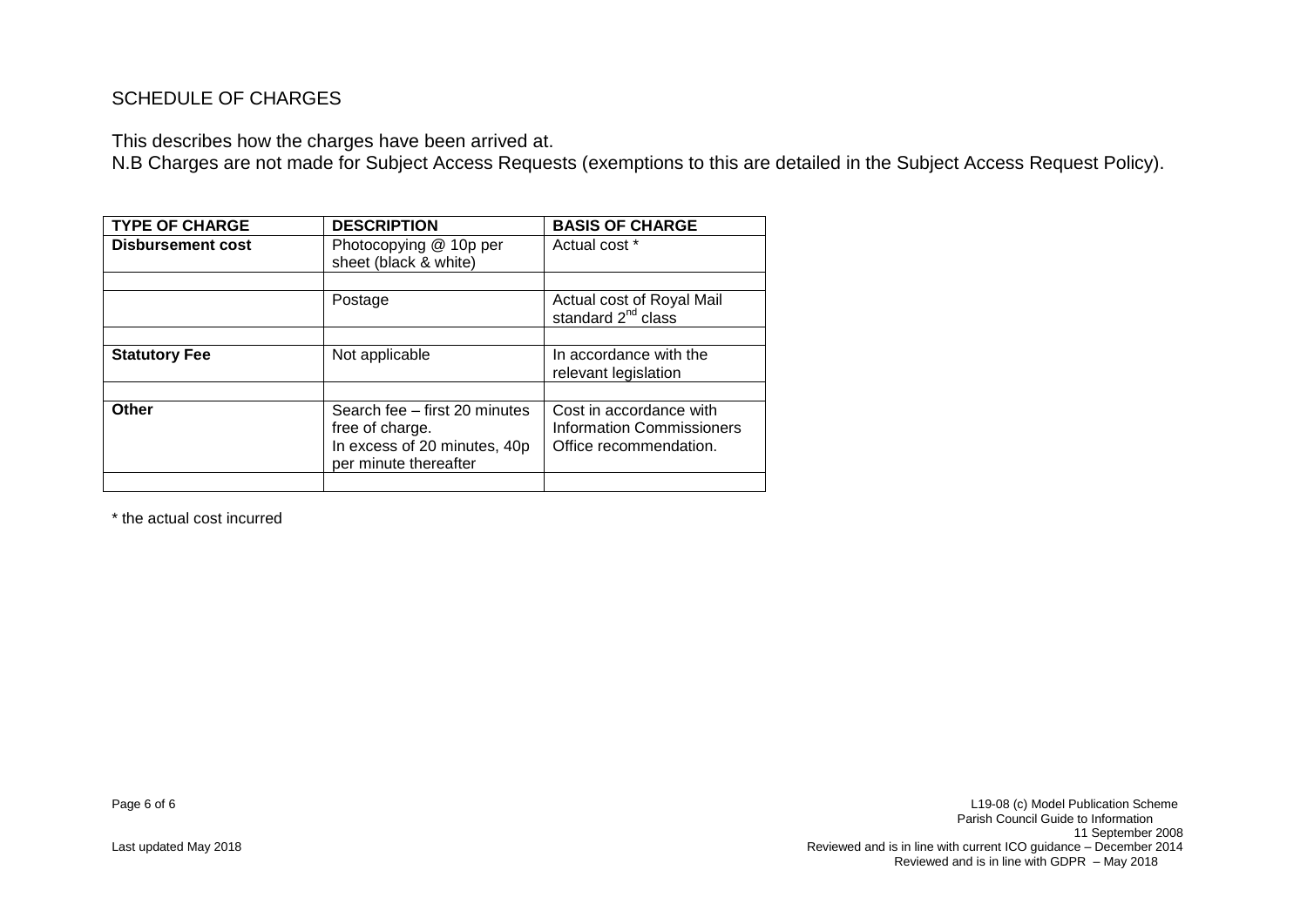## SCHEDULE OF CHARGES

This describes how the charges have been arrived at.
N.B Charges are not made for Subject Access Requests (exemptions to this are detailed in the Subject Access Request Policy).

| TYPE OF CHARGE | DESCRIPTION | BASIS OF CHARGE |
|---|---|---|
| **Disbursement cost** | Photocopying @ 10p per sheet (black & white) | Actual cost * |
| | | |
| | Postage | Actual cost of Royal Mail standard 2nd class |
| | | |
| **Statutory Fee** | Not applicable | In accordance with the relevant legislation |
| | | |
| **Other** | Search fee – first 20 minutes free of charge. In excess of 20 minutes, 40p per minute thereafter | Cost in accordance with Information Commissioners Office recommendation. |
| | | |

\* the actual cost incurred